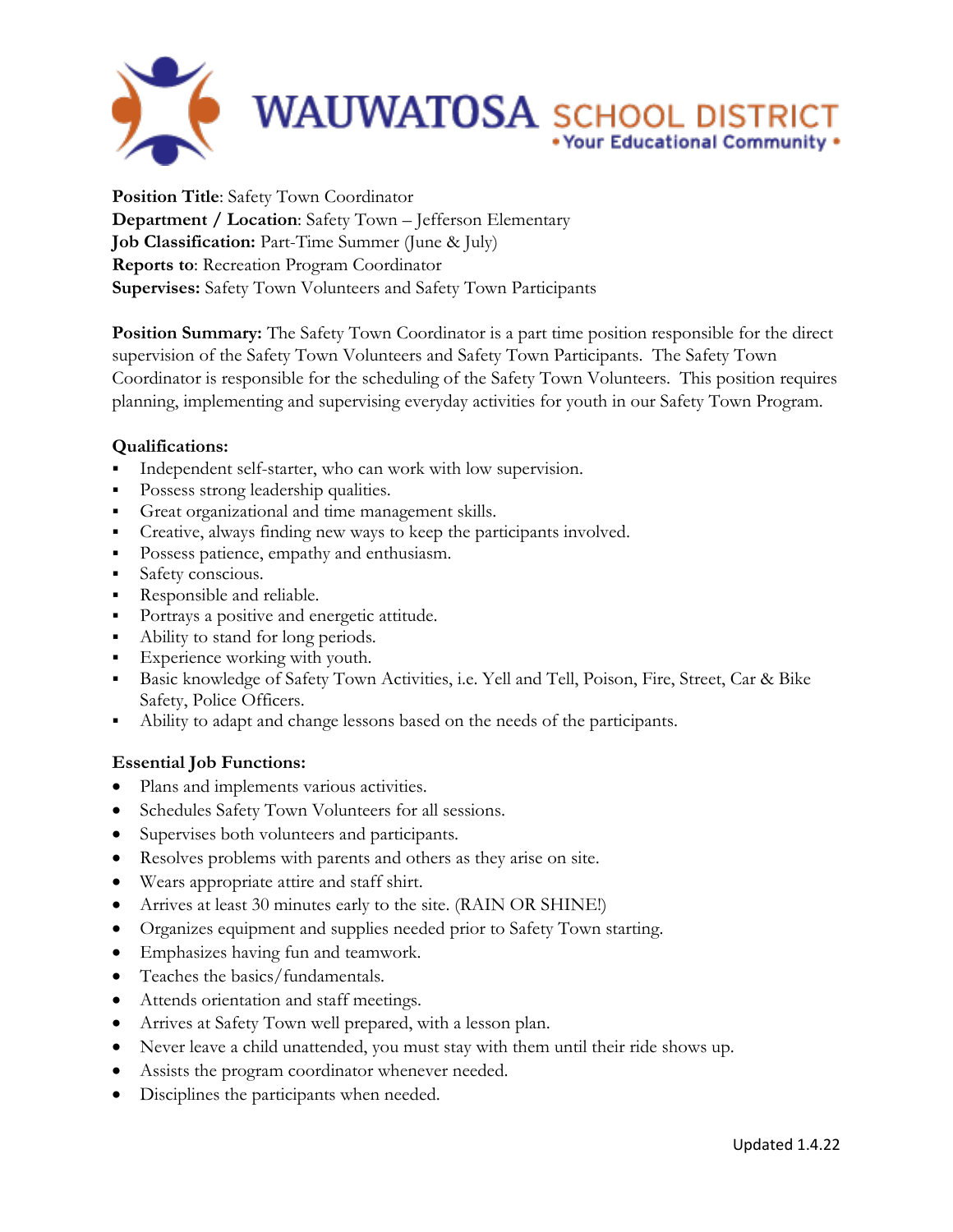WAUWATOSA SCHOOL DISTRICT
• Your Educational Community •

**Position Title**: Safety Town Coordinator
**Department / Location**: Safety Town – Jefferson Elementary
**Job Classification:** Part-Time Summer (June & July)
**Reports to**: Recreation Program Coordinator
**Supervises:** Safety Town Volunteers and Safety Town Participants

**Position Summary:** The Safety Town Coordinator is a part time position responsible for the direct supervision of the Safety Town Volunteers and Safety Town Participants. The Safety Town Coordinator is responsible for the scheduling of the Safety Town Volunteers. This position requires planning, implementing and supervising everyday activities for youth in our Safety Town Program.

**Qualifications:**

- Independent self-starter, who can work with low supervision.
- Possess strong leadership qualities.
- Great organizational and time management skills.
- Creative, always finding new ways to keep the participants involved.
- Possess patience, empathy and enthusiasm.
- Safety conscious.
- Responsible and reliable.
- Portrays a positive and energetic attitude.
- Ability to stand for long periods.
- Experience working with youth.
- Basic knowledge of Safety Town Activities, i.e. Yell and Tell, Poison, Fire, Street, Car & Bike Safety, Police Officers.
- Ability to adapt and change lessons based on the needs of the participants.

**Essential Job Functions:**

- Plans and implements various activities.
- Schedules Safety Town Volunteers for all sessions.
- Supervises both volunteers and participants.
- Resolves problems with parents and others as they arise on site.
- Wears appropriate attire and staff shirt.
- Arrives at least 30 minutes early to the site. (RAIN OR SHINE!)
- Organizes equipment and supplies needed prior to Safety Town starting.
- Emphasizes having fun and teamwork.
- Teaches the basics/fundamentals.
- Attends orientation and staff meetings.
- Arrives at Safety Town well prepared, with a lesson plan.
- Never leave a child unattended, you must stay with them until their ride shows up.
- Assists the program coordinator whenever needed.
- Disciplines the participants when needed.

Updated 1.4.22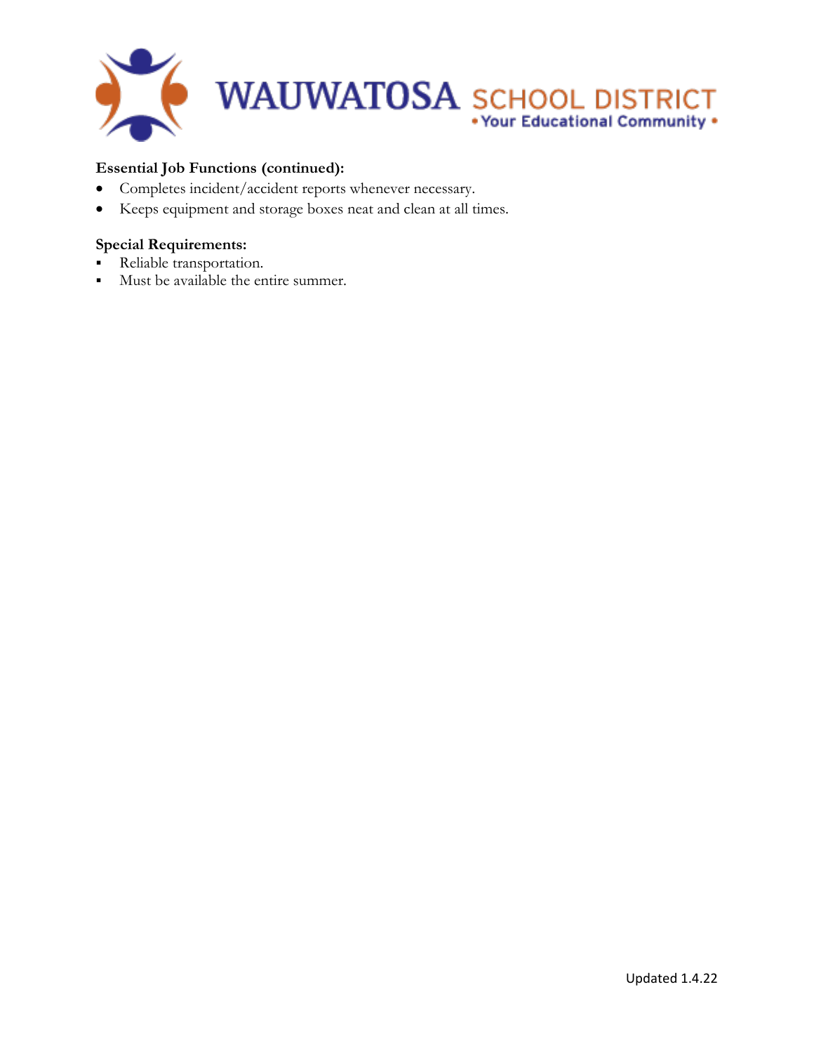**Essential Job Functions (continued):**

- Completes incident/accident reports whenever necessary.
- Keeps equipment and storage boxes neat and clean at all times.

**Special Requirements:**

- Reliable transportation.
- Must be available the entire summer.

Updated 1.4.22